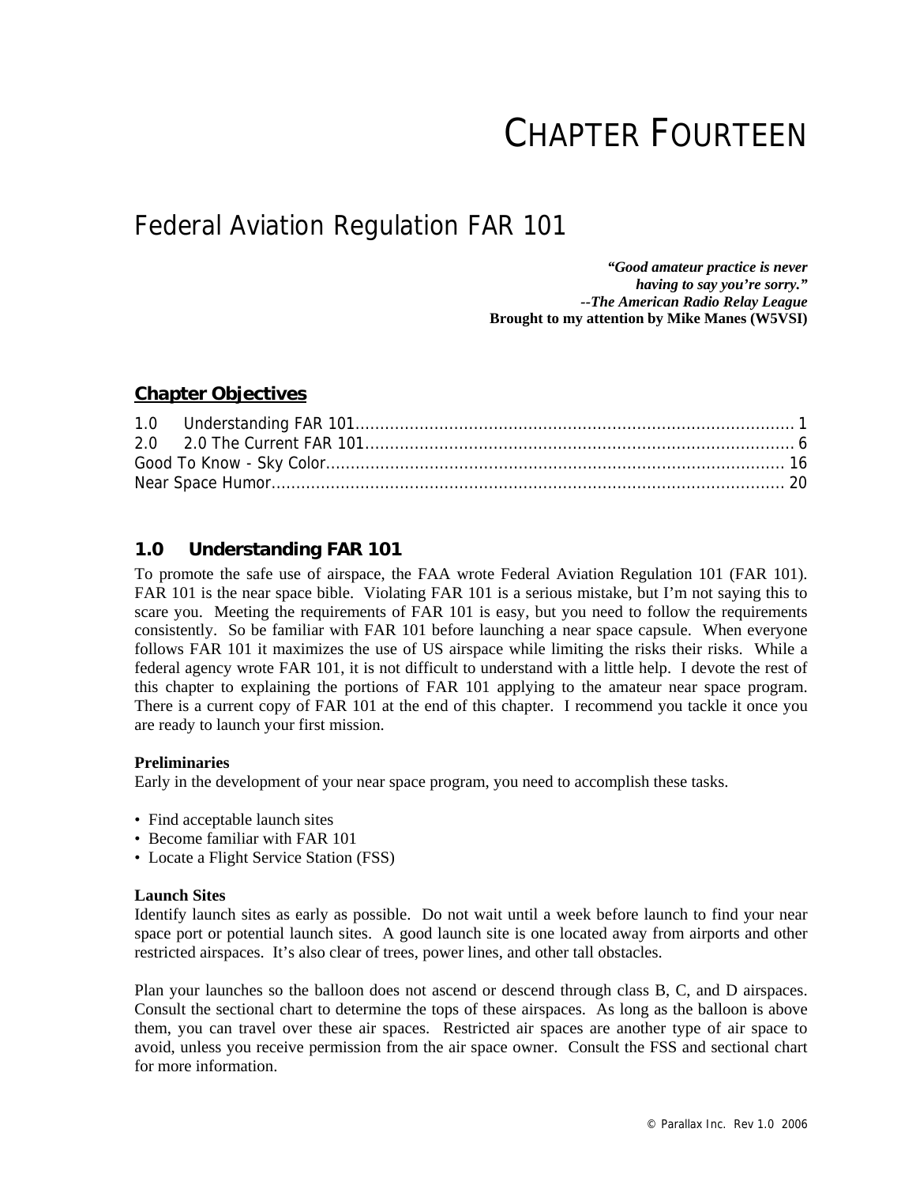# CHAPTER FOURTEEN

## Federal Aviation Regulation FAR 101

***"Good amateur practice is never having to say you're sorry."***
***--The American Radio Relay League***
**Brought to my attention by Mike Manes (W5VSI)**

### Chapter Objectives

1.0 Understanding FAR 101........................................................................................ 1
2.0 2.0 The Current FAR 101...................................................................................... 6
Good To Know - Sky Color............................................................................................ 16
Near Space Humor....................................................................................................... 20

### 1.0 Understanding FAR 101

To promote the safe use of airspace, the FAA wrote Federal Aviation Regulation 101 (FAR 101). FAR 101 is the near space bible. Violating FAR 101 is a serious mistake, but I'm not saying this to scare you. Meeting the requirements of FAR 101 is easy, but you need to follow the requirements consistently. So be familiar with FAR 101 before launching a near space capsule. When everyone follows FAR 101 it maximizes the use of US airspace while limiting the risks their risks. While a federal agency wrote FAR 101, it is not difficult to understand with a little help. I devote the rest of this chapter to explaining the portions of FAR 101 applying to the amateur near space program. There is a current copy of FAR 101 at the end of this chapter. I recommend you tackle it once you are ready to launch your first mission.

**Preliminaries**
Early in the development of your near space program, you need to accomplish these tasks.

- Find acceptable launch sites
- Become familiar with FAR 101
- Locate a Flight Service Station (FSS)

**Launch Sites**
Identify launch sites as early as possible. Do not wait until a week before launch to find your near space port or potential launch sites. A good launch site is one located away from airports and other restricted airspaces. It's also clear of trees, power lines, and other tall obstacles.

Plan your launches so the balloon does not ascend or descend through class B, C, and D airspaces. Consult the sectional chart to determine the tops of these airspaces. As long as the balloon is above them, you can travel over these air spaces. Restricted air spaces are another type of air space to avoid, unless you receive permission from the air space owner. Consult the FSS and sectional chart for more information.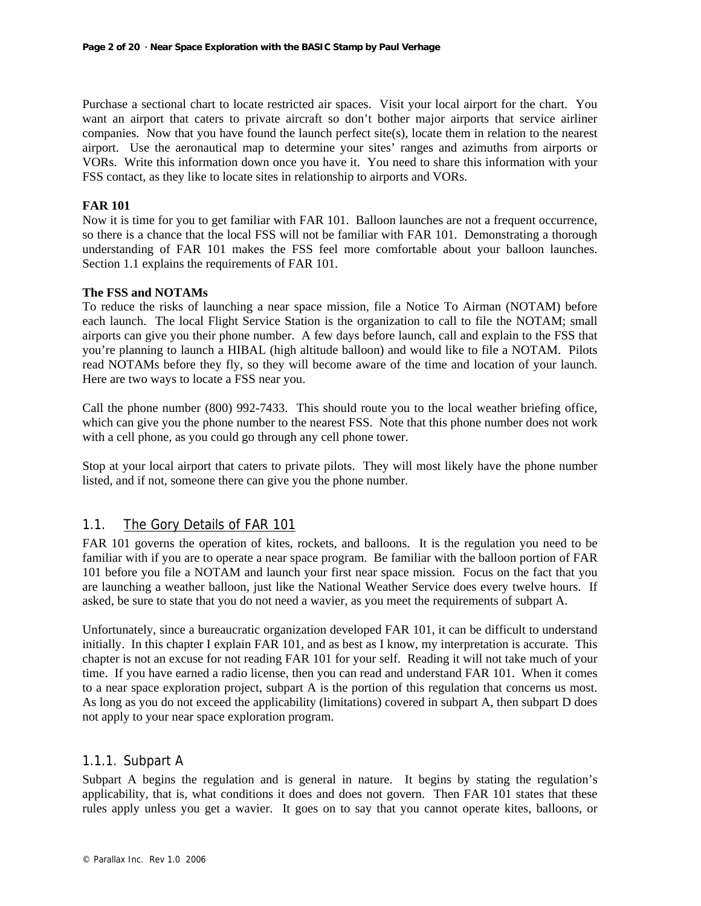Purchase a sectional chart to locate restricted air spaces. Visit your local airport for the chart. You want an airport that caters to private aircraft so don't bother major airports that service airliner companies. Now that you have found the launch perfect site(s), locate them in relation to the nearest airport. Use the aeronautical map to determine your sites' ranges and azimuths from airports or VORs. Write this information down once you have it. You need to share this information with your FSS contact, as they like to locate sites in relationship to airports and VORs.

**FAR 101**

Now it is time for you to get familiar with FAR 101. Balloon launches are not a frequent occurrence, so there is a chance that the local FSS will not be familiar with FAR 101. Demonstrating a thorough understanding of FAR 101 makes the FSS feel more comfortable about your balloon launches. Section 1.1 explains the requirements of FAR 101.

**The FSS and NOTAMs**

To reduce the risks of launching a near space mission, file a Notice To Airman (NOTAM) before each launch. The local Flight Service Station is the organization to call to file the NOTAM; small airports can give you their phone number. A few days before launch, call and explain to the FSS that you're planning to launch a HIBAL (high altitude balloon) and would like to file a NOTAM. Pilots read NOTAMs before they fly, so they will become aware of the time and location of your launch. Here are two ways to locate a FSS near you.

Call the phone number (800) 992-7433. This should route you to the local weather briefing office, which can give you the phone number to the nearest FSS. Note that this phone number does not work with a cell phone, as you could go through any cell phone tower.

Stop at your local airport that caters to private pilots. They will most likely have the phone number listed, and if not, someone there can give you the phone number.

## 1.1. The Gory Details of FAR 101

FAR 101 governs the operation of kites, rockets, and balloons. It is the regulation you need to be familiar with if you are to operate a near space program. Be familiar with the balloon portion of FAR 101 before you file a NOTAM and launch your first near space mission. Focus on the fact that you are launching a weather balloon, just like the National Weather Service does every twelve hours. If asked, be sure to state that you do not need a wavier, as you meet the requirements of subpart A.

Unfortunately, since a bureaucratic organization developed FAR 101, it can be difficult to understand initially. In this chapter I explain FAR 101, and as best as I know, my interpretation is accurate. This chapter is not an excuse for not reading FAR 101 for your self. Reading it will not take much of your time. If you have earned a radio license, then you can read and understand FAR 101. When it comes to a near space exploration project, subpart A is the portion of this regulation that concerns us most. As long as you do not exceed the applicability (limitations) covered in subpart A, then subpart D does not apply to your near space exploration program.

### 1.1.1. Subpart A

Subpart A begins the regulation and is general in nature. It begins by stating the regulation's applicability, that is, what conditions it does and does not govern. Then FAR 101 states that these rules apply unless you get a wavier. It goes on to say that you cannot operate kites, balloons, or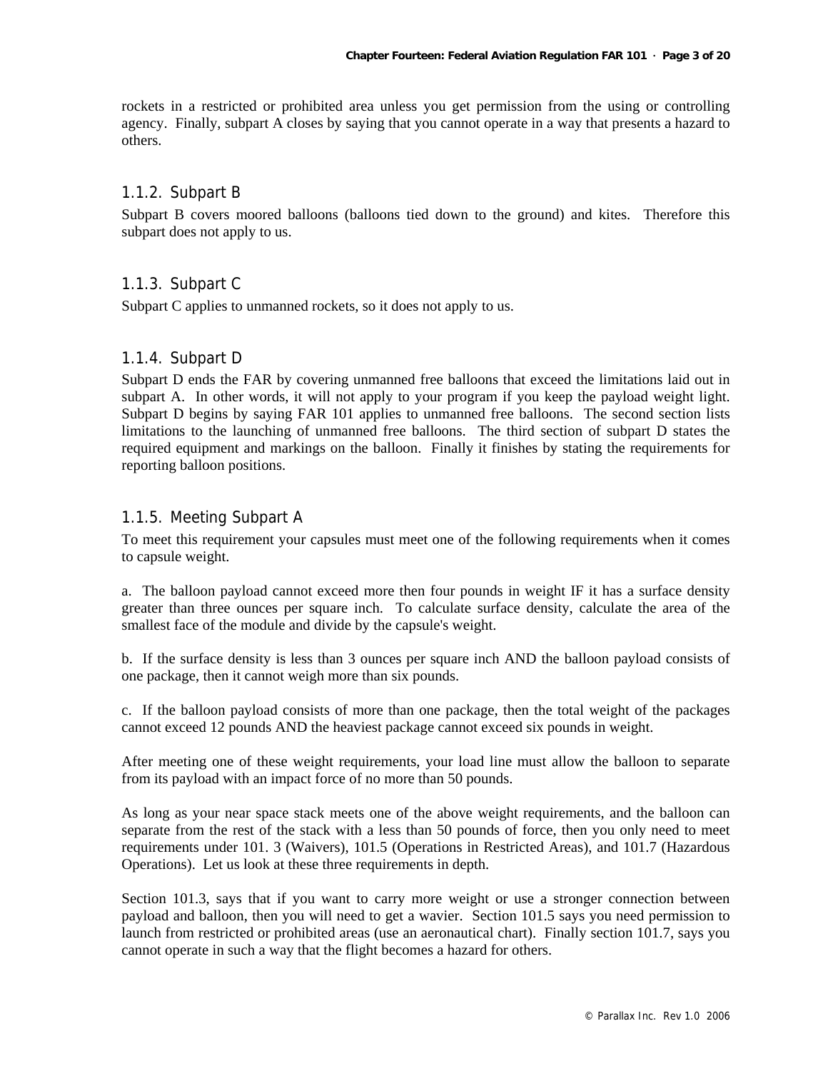rockets in a restricted or prohibited area unless you get permission from the using or controlling agency. Finally, subpart A closes by saying that you cannot operate in a way that presents a hazard to others.

### 1.1.2. Subpart B

Subpart B covers moored balloons (balloons tied down to the ground) and kites. Therefore this subpart does not apply to us.

### 1.1.3. Subpart C

Subpart C applies to unmanned rockets, so it does not apply to us.

### 1.1.4. Subpart D

Subpart D ends the FAR by covering unmanned free balloons that exceed the limitations laid out in subpart A. In other words, it will not apply to your program if you keep the payload weight light. Subpart D begins by saying FAR 101 applies to unmanned free balloons. The second section lists limitations to the launching of unmanned free balloons. The third section of subpart D states the required equipment and markings on the balloon. Finally it finishes by stating the requirements for reporting balloon positions.

### 1.1.5. Meeting Subpart A

To meet this requirement your capsules must meet one of the following requirements when it comes to capsule weight.

a. The balloon payload cannot exceed more then four pounds in weight IF it has a surface density greater than three ounces per square inch. To calculate surface density, calculate the area of the smallest face of the module and divide by the capsule's weight.

b. If the surface density is less than 3 ounces per square inch AND the balloon payload consists of one package, then it cannot weigh more than six pounds.

c. If the balloon payload consists of more than one package, then the total weight of the packages cannot exceed 12 pounds AND the heaviest package cannot exceed six pounds in weight.

After meeting one of these weight requirements, your load line must allow the balloon to separate from its payload with an impact force of no more than 50 pounds.

As long as your near space stack meets one of the above weight requirements, and the balloon can separate from the rest of the stack with a less than 50 pounds of force, then you only need to meet requirements under 101. 3 (Waivers), 101.5 (Operations in Restricted Areas), and 101.7 (Hazardous Operations). Let us look at these three requirements in depth.

Section 101.3, says that if you want to carry more weight or use a stronger connection between payload and balloon, then you will need to get a wavier. Section 101.5 says you need permission to launch from restricted or prohibited areas (use an aeronautical chart). Finally section 101.7, says you cannot operate in such a way that the flight becomes a hazard for others.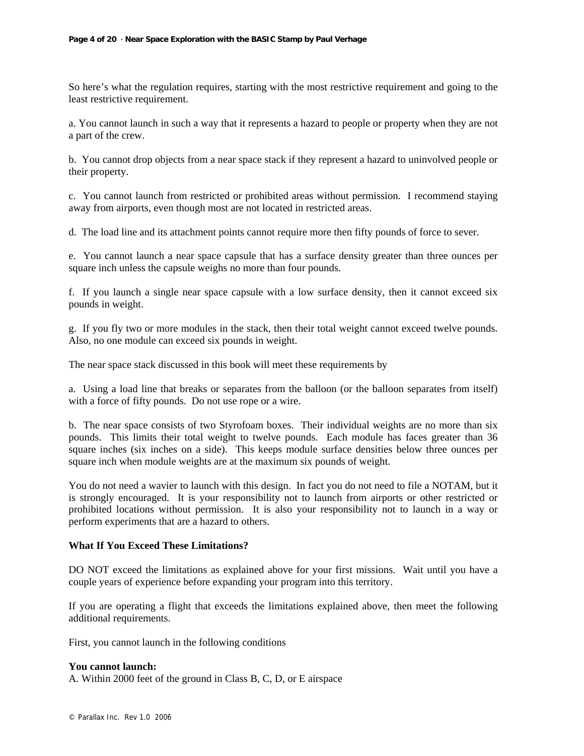So here's what the regulation requires, starting with the most restrictive requirement and going to the least restrictive requirement.

a. You cannot launch in such a way that it represents a hazard to people or property when they are not a part of the crew.

b. You cannot drop objects from a near space stack if they represent a hazard to uninvolved people or their property.

c. You cannot launch from restricted or prohibited areas without permission. I recommend staying away from airports, even though most are not located in restricted areas.

d. The load line and its attachment points cannot require more then fifty pounds of force to sever.

e. You cannot launch a near space capsule that has a surface density greater than three ounces per square inch unless the capsule weighs no more than four pounds.

f. If you launch a single near space capsule with a low surface density, then it cannot exceed six pounds in weight.

g. If you fly two or more modules in the stack, then their total weight cannot exceed twelve pounds. Also, no one module can exceed six pounds in weight.

The near space stack discussed in this book will meet these requirements by

a. Using a load line that breaks or separates from the balloon (or the balloon separates from itself) with a force of fifty pounds. Do not use rope or a wire.

b. The near space consists of two Styrofoam boxes. Their individual weights are no more than six pounds. This limits their total weight to twelve pounds. Each module has faces greater than 36 square inches (six inches on a side). This keeps module surface densities below three ounces per square inch when module weights are at the maximum six pounds of weight.

You do not need a wavier to launch with this design. In fact you do not need to file a NOTAM, but it is strongly encouraged. It is your responsibility not to launch from airports or other restricted or prohibited locations without permission. It is also your responsibility not to launch in a way or perform experiments that are a hazard to others.

**What If You Exceed These Limitations?**

DO NOT exceed the limitations as explained above for your first missions. Wait until you have a couple years of experience before expanding your program into this territory.

If you are operating a flight that exceeds the limitations explained above, then meet the following additional requirements.

First, you cannot launch in the following conditions

**You cannot launch:**
A. Within 2000 feet of the ground in Class B, C, D, or E airspace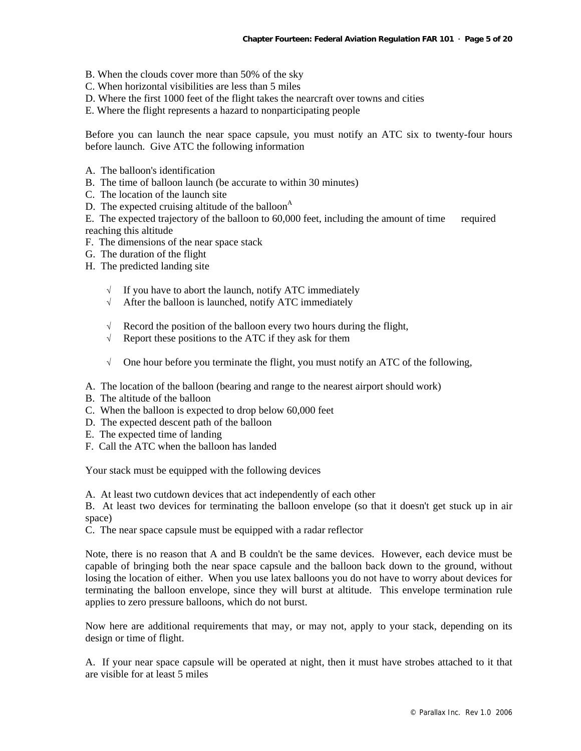B. When the clouds cover more than 50% of the sky
C. When horizontal visibilities are less than 5 miles
D. Where the first 1000 feet of the flight takes the nearcraft over towns and cities
E. Where the flight represents a hazard to nonparticipating people

Before you can launch the near space capsule, you must notify an ATC six to twenty-four hours before launch. Give ATC the following information

A. The balloon's identification
B. The time of balloon launch (be accurate to within 30 minutes)
C. The location of the launch site
D. The expected cruising altitude of the balloon[A]
E. The expected trajectory of the balloon to 60,000 feet, including the amount of time required reaching this altitude
F. The dimensions of the near space stack
G. The duration of the flight
H. The predicted landing site

- √ If you have to abort the launch, notify ATC immediately
- √ After the balloon is launched, notify ATC immediately

- √ Record the position of the balloon every two hours during the flight,
- √ Report these positions to the ATC if they ask for them

- √ One hour before you terminate the flight, you must notify an ATC of the following,

A. The location of the balloon (bearing and range to the nearest airport should work)
B. The altitude of the balloon
C. When the balloon is expected to drop below 60,000 feet
D. The expected descent path of the balloon
E. The expected time of landing
F. Call the ATC when the balloon has landed

Your stack must be equipped with the following devices

A. At least two cutdown devices that act independently of each other
B. At least two devices for terminating the balloon envelope (so that it doesn't get stuck up in air space)
C. The near space capsule must be equipped with a radar reflector

Note, there is no reason that A and B couldn't be the same devices. However, each device must be capable of bringing both the near space capsule and the balloon back down to the ground, without losing the location of either. When you use latex balloons you do not have to worry about devices for terminating the balloon envelope, since they will burst at altitude. This envelope termination rule applies to zero pressure balloons, which do not burst.

Now here are additional requirements that may, or may not, apply to your stack, depending on its design or time of flight.

A. If your near space capsule will be operated at night, then it must have strobes attached to it that are visible for at least 5 miles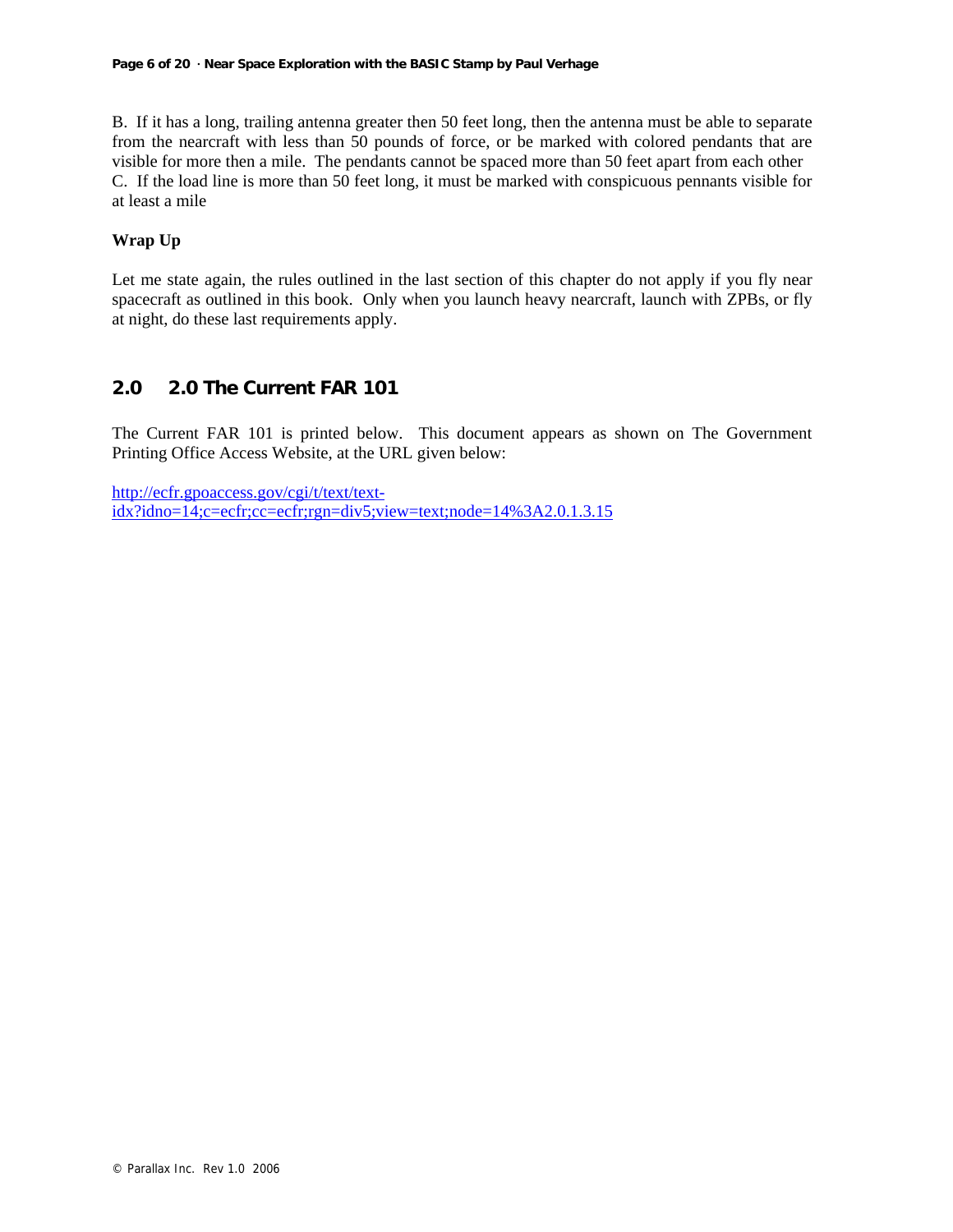B. If it has a long, trailing antenna greater then 50 feet long, then the antenna must be able to separate from the nearcraft with less than 50 pounds of force, or be marked with colored pendants that are visible for more then a mile. The pendants cannot be spaced more than 50 feet apart from each other
C. If the load line is more than 50 feet long, it must be marked with conspicuous pennants visible for at least a mile

**Wrap Up**

Let me state again, the rules outlined in the last section of this chapter do not apply if you fly near spacecraft as outlined in this book. Only when you launch heavy nearcraft, launch with ZPBs, or fly at night, do these last requirements apply.

## 2.0 2.0 The Current FAR 101

The Current FAR 101 is printed below. This document appears as shown on The Government Printing Office Access Website, at the URL given below:

http://ecfr.gpoaccess.gov/cgi/t/text/text-idx?idno=14;c=ecfr;cc=ecfr;rgn=div5;view=text;node=14%3A2.0.1.3.15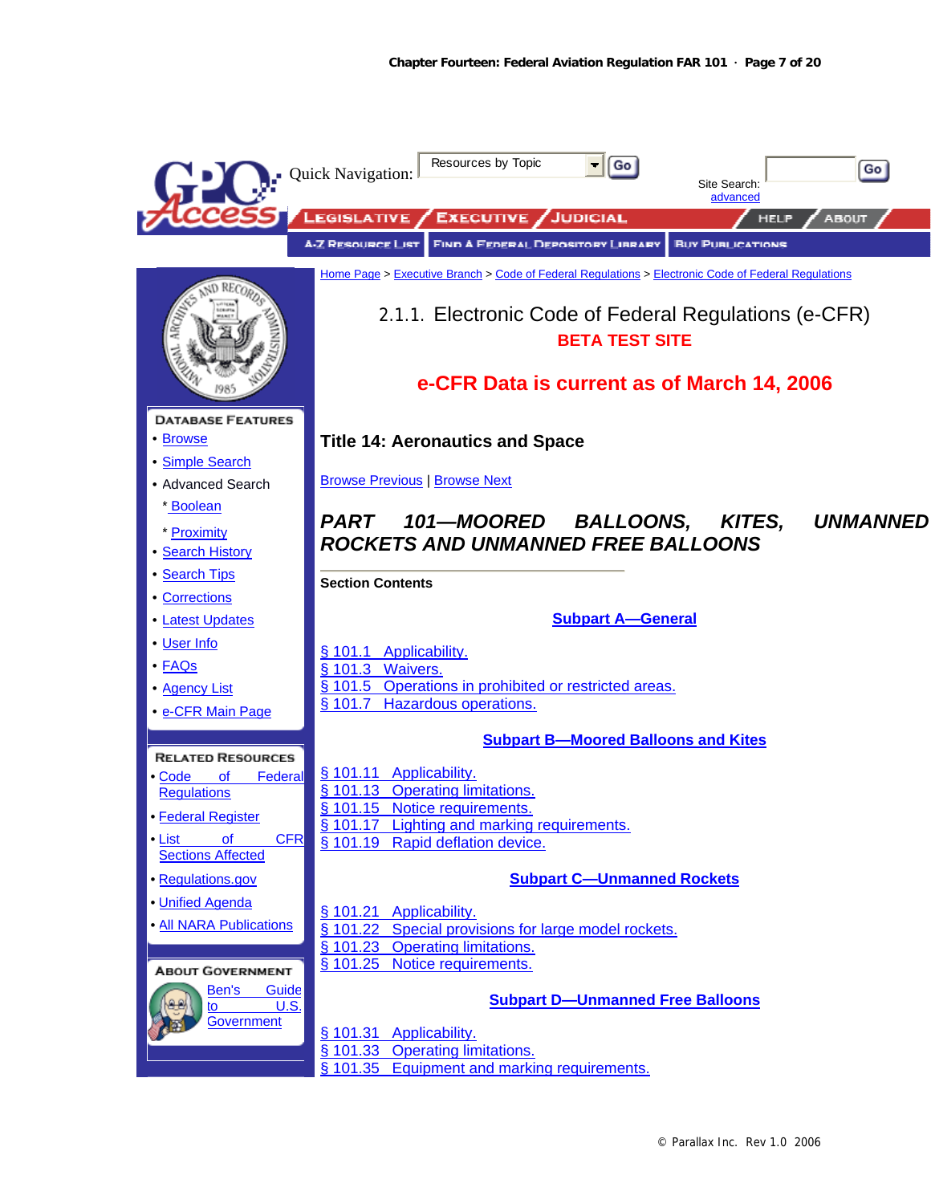Quick Navigation: Resources by Topic Go

Site Search: Go advanced

LEGISLATIVE EXECUTIVE JUDICIAL HELP ABOUT

A-Z RESOURCE LIST | FIND A FEDERAL DEPOSITORY LIBRARY | BUY PUBLICATIONS

**DATABASE FEATURES**

- Browse
- Simple Search
- Advanced Search
  - * Boolean
  - * Proximity
- Search History
- Search Tips
- Corrections
- Latest Updates
- User Info
- FAQs
- Agency List
- e-CFR Main Page

**RELATED RESOURCES**

- Code of Federal Regulations
- Federal Register
- List of CFR Sections Affected
- Regulations.gov
- Unified Agenda
- All NARA Publications

**ABOUT GOVERNMENT**

Ben's Guide to U.S. Government

Home Page > Executive Branch > Code of Federal Regulations > Electronic Code of Federal Regulations

## 2.1.1. Electronic Code of Federal Regulations (e-CFR)

**BETA TEST SITE**

**e-CFR Data is current as of March 14, 2006**

### Title 14: Aeronautics and Space

Browse Previous | Browse Next

### *PART 101—MOORED BALLOONS, KITES, UNMANNED ROCKETS AND UNMANNED FREE BALLOONS*

**Section Contents**

**Subpart A—General**

§ 101.1 Applicability.
§ 101.3 Waivers.
§ 101.5 Operations in prohibited or restricted areas.
§ 101.7 Hazardous operations.

**Subpart B—Moored Balloons and Kites**

§ 101.11 Applicability.
§ 101.13 Operating limitations.
§ 101.15 Notice requirements.
§ 101.17 Lighting and marking requirements.
§ 101.19 Rapid deflation device.

**Subpart C—Unmanned Rockets**

§ 101.21 Applicability.
§ 101.22 Special provisions for large model rockets.
§ 101.23 Operating limitations.
§ 101.25 Notice requirements.

**Subpart D—Unmanned Free Balloons**

§ 101.31 Applicability.
§ 101.33 Operating limitations.
§ 101.35 Equipment and marking requirements.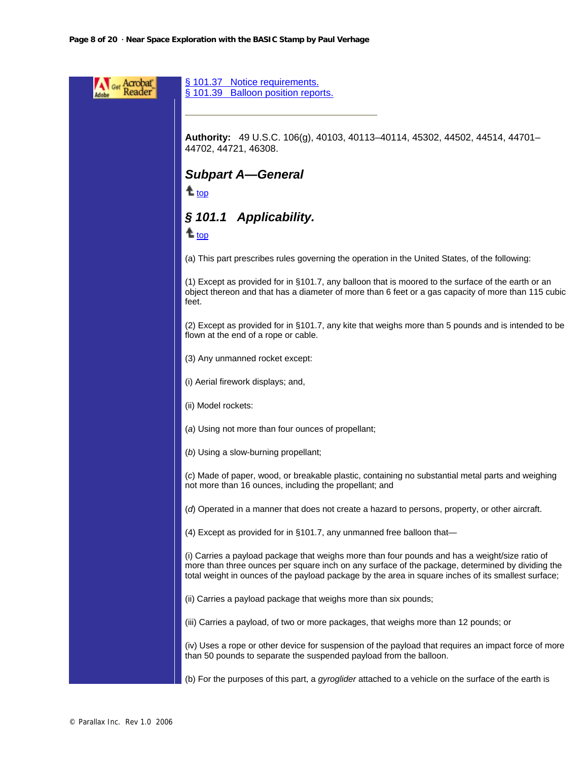§ 101.37 Notice requirements.
§ 101.39 Balloon position reports.

---

**Authority:** 49 U.S.C. 106(g), 40103, 40113–40114, 45302, 44502, 44514, 44701–44702, 44721, 46308.

### *Subpart A—General*

top

### *§ 101.1 Applicability.*

top

(a) This part prescribes rules governing the operation in the United States, of the following:

(1) Except as provided for in §101.7, any balloon that is moored to the surface of the earth or an object thereon and that has a diameter of more than 6 feet or a gas capacity of more than 115 cubic feet.

(2) Except as provided for in §101.7, any kite that weighs more than 5 pounds and is intended to be flown at the end of a rope or cable.

(3) Any unmanned rocket except:

(i) Aerial firework displays; and,

(ii) Model rockets:

(*a*) Using not more than four ounces of propellant;

(*b*) Using a slow-burning propellant;

(*c*) Made of paper, wood, or breakable plastic, containing no substantial metal parts and weighing not more than 16 ounces, including the propellant; and

(*d*) Operated in a manner that does not create a hazard to persons, property, or other aircraft.

(4) Except as provided for in §101.7, any unmanned free balloon that—

(i) Carries a payload package that weighs more than four pounds and has a weight/size ratio of more than three ounces per square inch on any surface of the package, determined by dividing the total weight in ounces of the payload package by the area in square inches of its smallest surface;

(ii) Carries a payload package that weighs more than six pounds;

(iii) Carries a payload, of two or more packages, that weighs more than 12 pounds; or

(iv) Uses a rope or other device for suspension of the payload that requires an impact force of more than 50 pounds to separate the suspended payload from the balloon.

(b) For the purposes of this part, a *gyroglider* attached to a vehicle on the surface of the earth is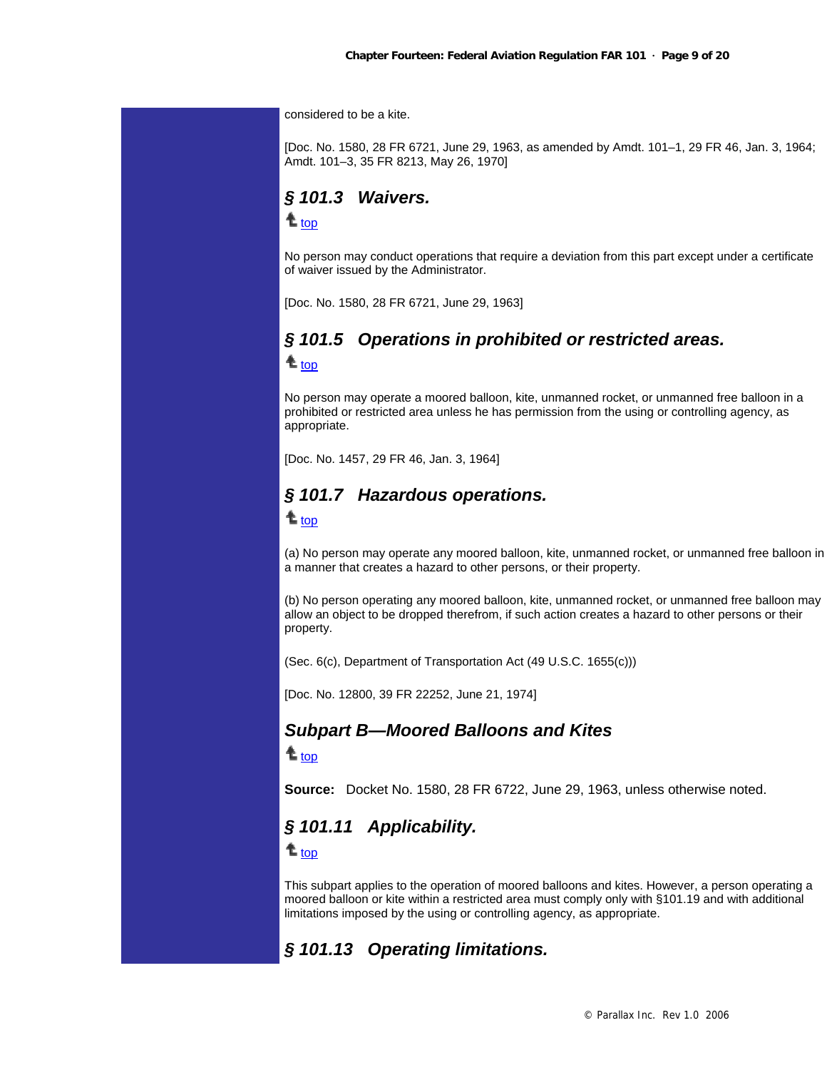considered to be a kite.

[Doc. No. 1580, 28 FR 6721, June 29, 1963, as amended by Amdt. 101–1, 29 FR 46, Jan. 3, 1964; Amdt. 101–3, 35 FR 8213, May 26, 1970]

### *§ 101.3 Waivers.*

top

No person may conduct operations that require a deviation from this part except under a certificate of waiver issued by the Administrator.

[Doc. No. 1580, 28 FR 6721, June 29, 1963]

### *§ 101.5 Operations in prohibited or restricted areas.*

top

No person may operate a moored balloon, kite, unmanned rocket, or unmanned free balloon in a prohibited or restricted area unless he has permission from the using or controlling agency, as appropriate.

[Doc. No. 1457, 29 FR 46, Jan. 3, 1964]

### *§ 101.7 Hazardous operations.*

top

(a) No person may operate any moored balloon, kite, unmanned rocket, or unmanned free balloon in a manner that creates a hazard to other persons, or their property.

(b) No person operating any moored balloon, kite, unmanned rocket, or unmanned free balloon may allow an object to be dropped therefrom, if such action creates a hazard to other persons or their property.

(Sec. 6(c), Department of Transportation Act (49 U.S.C. 1655(c)))

[Doc. No. 12800, 39 FR 22252, June 21, 1974]

## *Subpart B—Moored Balloons and Kites*

top

**Source:** Docket No. 1580, 28 FR 6722, June 29, 1963, unless otherwise noted.

### *§ 101.11 Applicability.*

top

This subpart applies to the operation of moored balloons and kites. However, a person operating a moored balloon or kite within a restricted area must comply only with §101.19 and with additional limitations imposed by the using or controlling agency, as appropriate.

### *§ 101.13 Operating limitations.*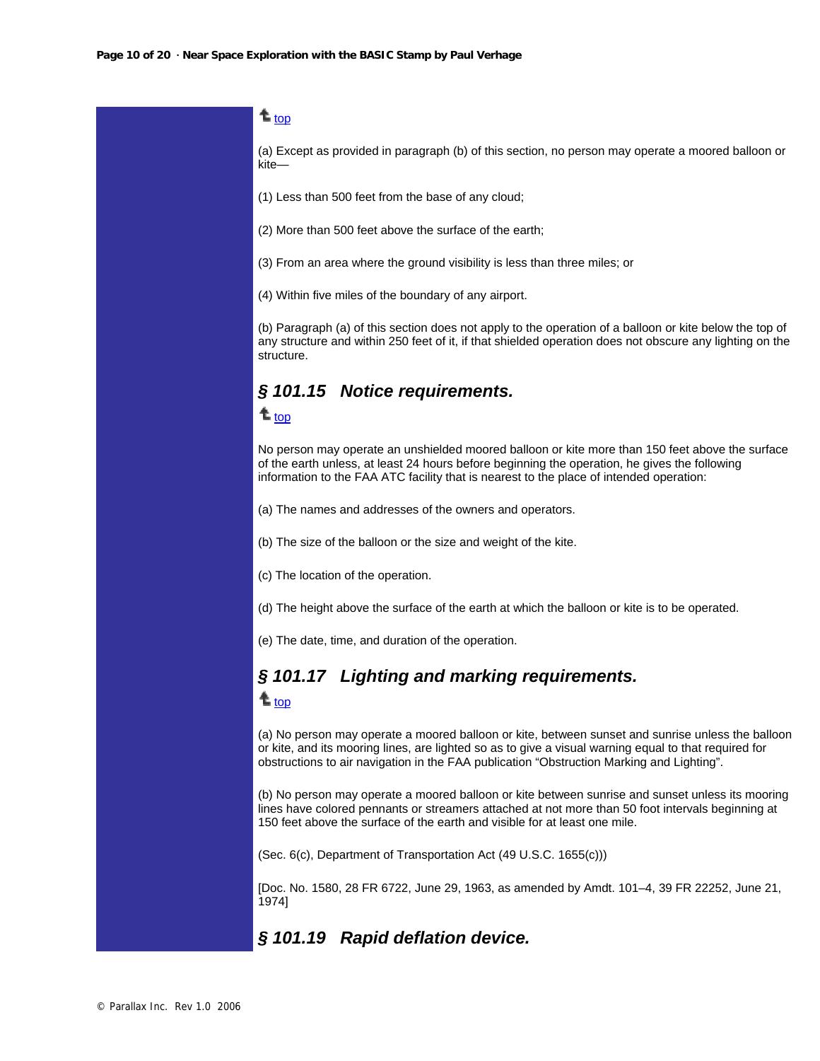top

(a) Except as provided in paragraph (b) of this section, no person may operate a moored balloon or kite—

(1) Less than 500 feet from the base of any cloud;

(2) More than 500 feet above the surface of the earth;

(3) From an area where the ground visibility is less than three miles; or

(4) Within five miles of the boundary of any airport.

(b) Paragraph (a) of this section does not apply to the operation of a balloon or kite below the top of any structure and within 250 feet of it, if that shielded operation does not obscure any lighting on the structure.

## *§ 101.15 Notice requirements.*

top

No person may operate an unshielded moored balloon or kite more than 150 feet above the surface of the earth unless, at least 24 hours before beginning the operation, he gives the following information to the FAA ATC facility that is nearest to the place of intended operation:

(a) The names and addresses of the owners and operators.

(b) The size of the balloon or the size and weight of the kite.

(c) The location of the operation.

(d) The height above the surface of the earth at which the balloon or kite is to be operated.

(e) The date, time, and duration of the operation.

## *§ 101.17 Lighting and marking requirements.*

top

(a) No person may operate a moored balloon or kite, between sunset and sunrise unless the balloon or kite, and its mooring lines, are lighted so as to give a visual warning equal to that required for obstructions to air navigation in the FAA publication "Obstruction Marking and Lighting".

(b) No person may operate a moored balloon or kite between sunrise and sunset unless its mooring lines have colored pennants or streamers attached at not more than 50 foot intervals beginning at 150 feet above the surface of the earth and visible for at least one mile.

(Sec. 6(c), Department of Transportation Act (49 U.S.C. 1655(c)))

[Doc. No. 1580, 28 FR 6722, June 29, 1963, as amended by Amdt. 101–4, 39 FR 22252, June 21, 1974]

## *§ 101.19 Rapid deflation device.*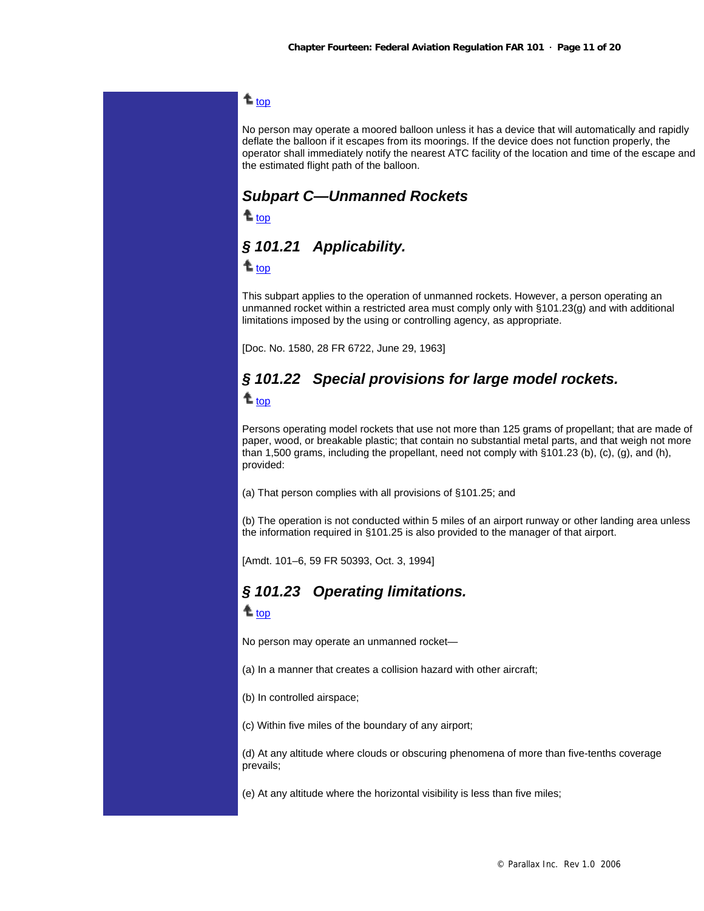[top]

No person may operate a moored balloon unless it has a device that will automatically and rapidly deflate the balloon if it escapes from its moorings. If the device does not function properly, the operator shall immediately notify the nearest ATC facility of the location and time of the escape and the estimated flight path of the balloon.

## *Subpart C—Unmanned Rockets*

[top]

### *§ 101.21 Applicability.*

[top]

This subpart applies to the operation of unmanned rockets. However, a person operating an unmanned rocket within a restricted area must comply only with §101.23(g) and with additional limitations imposed by the using or controlling agency, as appropriate.

[Doc. No. 1580, 28 FR 6722, June 29, 1963]

### *§ 101.22 Special provisions for large model rockets.*

[top]

Persons operating model rockets that use not more than 125 grams of propellant; that are made of paper, wood, or breakable plastic; that contain no substantial metal parts, and that weigh not more than 1,500 grams, including the propellant, need not comply with §101.23 (b), (c), (g), and (h), provided:

(a) That person complies with all provisions of §101.25; and

(b) The operation is not conducted within 5 miles of an airport runway or other landing area unless the information required in §101.25 is also provided to the manager of that airport.

[Amdt. 101–6, 59 FR 50393, Oct. 3, 1994]

### *§ 101.23 Operating limitations.*

[top]

No person may operate an unmanned rocket—

(a) In a manner that creates a collision hazard with other aircraft;

(b) In controlled airspace;

(c) Within five miles of the boundary of any airport;

(d) At any altitude where clouds or obscuring phenomena of more than five-tenths coverage prevails;

(e) At any altitude where the horizontal visibility is less than five miles;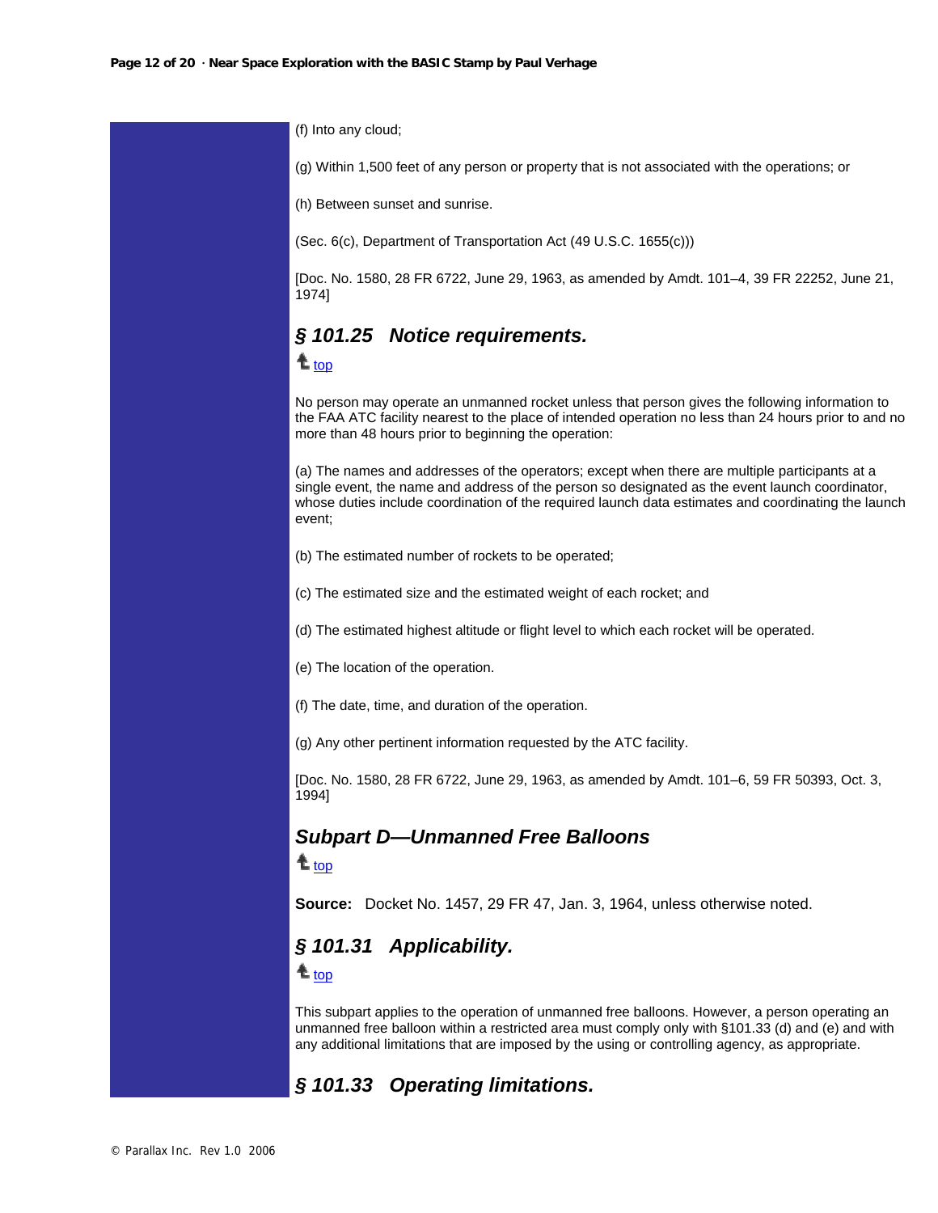(f) Into any cloud;

(g) Within 1,500 feet of any person or property that is not associated with the operations; or

(h) Between sunset and sunrise.

(Sec. 6(c), Department of Transportation Act (49 U.S.C. 1655(c)))

[Doc. No. 1580, 28 FR 6722, June 29, 1963, as amended by Amdt. 101–4, 39 FR 22252, June 21, 1974]

### *§ 101.25   Notice requirements.*

top

No person may operate an unmanned rocket unless that person gives the following information to the FAA ATC facility nearest to the place of intended operation no less than 24 hours prior to and no more than 48 hours prior to beginning the operation:

(a) The names and addresses of the operators; except when there are multiple participants at a single event, the name and address of the person so designated as the event launch coordinator, whose duties include coordination of the required launch data estimates and coordinating the launch event;

(b) The estimated number of rockets to be operated;

(c) The estimated size and the estimated weight of each rocket; and

(d) The estimated highest altitude or flight level to which each rocket will be operated.

(e) The location of the operation.

(f) The date, time, and duration of the operation.

(g) Any other pertinent information requested by the ATC facility.

[Doc. No. 1580, 28 FR 6722, June 29, 1963, as amended by Amdt. 101–6, 59 FR 50393, Oct. 3, 1994]

## *Subpart D—Unmanned Free Balloons*

top

**Source:** Docket No. 1457, 29 FR 47, Jan. 3, 1964, unless otherwise noted.

### *§ 101.31   Applicability.*

top

This subpart applies to the operation of unmanned free balloons. However, a person operating an unmanned free balloon within a restricted area must comply only with §101.33 (d) and (e) and with any additional limitations that are imposed by the using or controlling agency, as appropriate.

### *§ 101.33   Operating limitations.*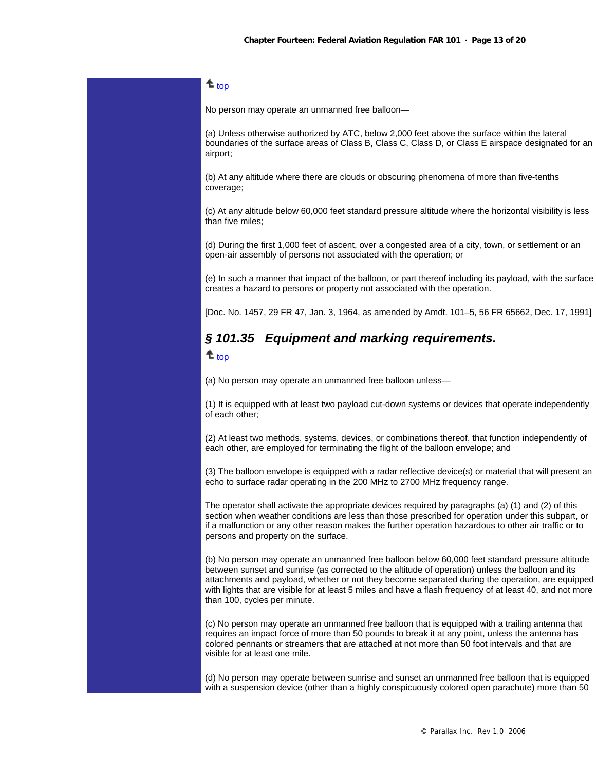top

No person may operate an unmanned free balloon—

(a) Unless otherwise authorized by ATC, below 2,000 feet above the surface within the lateral boundaries of the surface areas of Class B, Class C, Class D, or Class E airspace designated for an airport;

(b) At any altitude where there are clouds or obscuring phenomena of more than five-tenths coverage;

(c) At any altitude below 60,000 feet standard pressure altitude where the horizontal visibility is less than five miles;

(d) During the first 1,000 feet of ascent, over a congested area of a city, town, or settlement or an open-air assembly of persons not associated with the operation; or

(e) In such a manner that impact of the balloon, or part thereof including its payload, with the surface creates a hazard to persons or property not associated with the operation.

[Doc. No. 1457, 29 FR 47, Jan. 3, 1964, as amended by Amdt. 101–5, 56 FR 65662, Dec. 17, 1991]

## *§ 101.35 Equipment and marking requirements.*

top

(a) No person may operate an unmanned free balloon unless—

(1) It is equipped with at least two payload cut-down systems or devices that operate independently of each other;

(2) At least two methods, systems, devices, or combinations thereof, that function independently of each other, are employed for terminating the flight of the balloon envelope; and

(3) The balloon envelope is equipped with a radar reflective device(s) or material that will present an echo to surface radar operating in the 200 MHz to 2700 MHz frequency range.

The operator shall activate the appropriate devices required by paragraphs (a) (1) and (2) of this section when weather conditions are less than those prescribed for operation under this subpart, or if a malfunction or any other reason makes the further operation hazardous to other air traffic or to persons and property on the surface.

(b) No person may operate an unmanned free balloon below 60,000 feet standard pressure altitude between sunset and sunrise (as corrected to the altitude of operation) unless the balloon and its attachments and payload, whether or not they become separated during the operation, are equipped with lights that are visible for at least 5 miles and have a flash frequency of at least 40, and not more than 100, cycles per minute.

(c) No person may operate an unmanned free balloon that is equipped with a trailing antenna that requires an impact force of more than 50 pounds to break it at any point, unless the antenna has colored pennants or streamers that are attached at not more than 50 foot intervals and that are visible for at least one mile.

(d) No person may operate between sunrise and sunset an unmanned free balloon that is equipped with a suspension device (other than a highly conspicuously colored open parachute) more than 50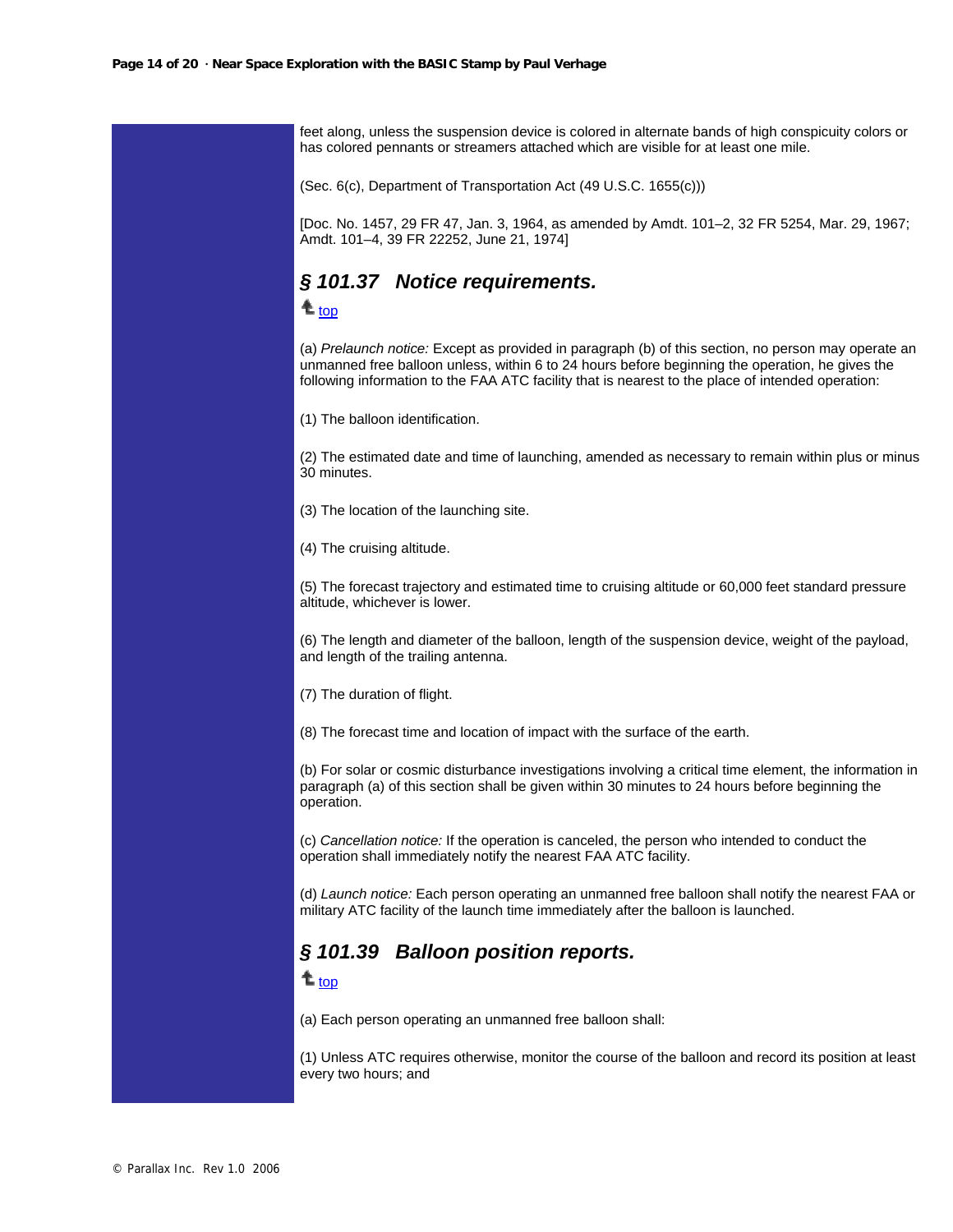feet along, unless the suspension device is colored in alternate bands of high conspicuity colors or has colored pennants or streamers attached which are visible for at least one mile.

(Sec. 6(c), Department of Transportation Act (49 U.S.C. 1655(c)))

[Doc. No. 1457, 29 FR 47, Jan. 3, 1964, as amended by Amdt. 101–2, 32 FR 5254, Mar. 29, 1967; Amdt. 101–4, 39 FR 22252, June 21, 1974]

## *§ 101.37 Notice requirements.*

top

(a) *Prelaunch notice:* Except as provided in paragraph (b) of this section, no person may operate an unmanned free balloon unless, within 6 to 24 hours before beginning the operation, he gives the following information to the FAA ATC facility that is nearest to the place of intended operation:

(1) The balloon identification.

(2) The estimated date and time of launching, amended as necessary to remain within plus or minus 30 minutes.

(3) The location of the launching site.

(4) The cruising altitude.

(5) The forecast trajectory and estimated time to cruising altitude or 60,000 feet standard pressure altitude, whichever is lower.

(6) The length and diameter of the balloon, length of the suspension device, weight of the payload, and length of the trailing antenna.

(7) The duration of flight.

(8) The forecast time and location of impact with the surface of the earth.

(b) For solar or cosmic disturbance investigations involving a critical time element, the information in paragraph (a) of this section shall be given within 30 minutes to 24 hours before beginning the operation.

(c) *Cancellation notice:* If the operation is canceled, the person who intended to conduct the operation shall immediately notify the nearest FAA ATC facility.

(d) *Launch notice:* Each person operating an unmanned free balloon shall notify the nearest FAA or military ATC facility of the launch time immediately after the balloon is launched.

## *§ 101.39 Balloon position reports.*

top

(a) Each person operating an unmanned free balloon shall:

(1) Unless ATC requires otherwise, monitor the course of the balloon and record its position at least every two hours; and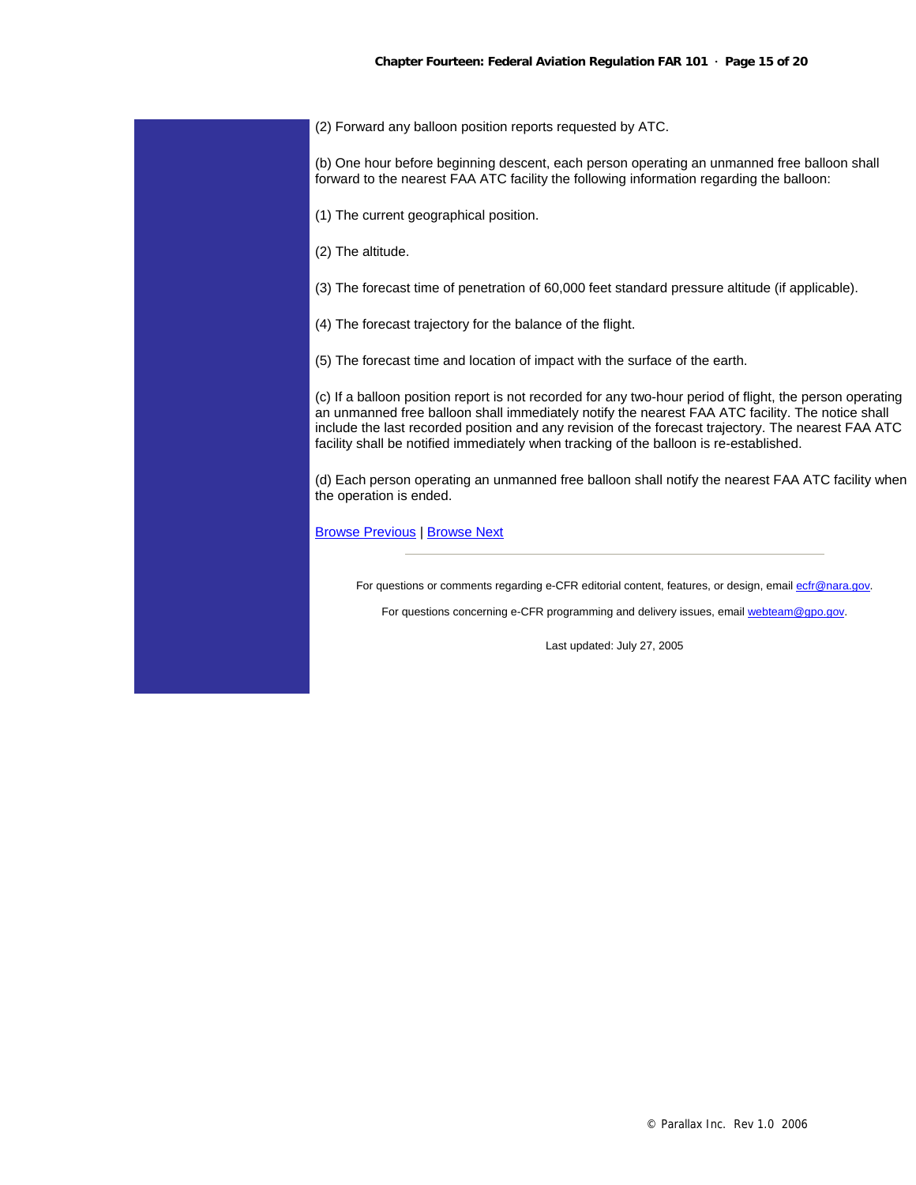(2) Forward any balloon position reports requested by ATC.

(b) One hour before beginning descent, each person operating an unmanned free balloon shall forward to the nearest FAA ATC facility the following information regarding the balloon:

(1) The current geographical position.

(2) The altitude.

(3) The forecast time of penetration of 60,000 feet standard pressure altitude (if applicable).

(4) The forecast trajectory for the balance of the flight.

(5) The forecast time and location of impact with the surface of the earth.

(c) If a balloon position report is not recorded for any two-hour period of flight, the person operating an unmanned free balloon shall immediately notify the nearest FAA ATC facility. The notice shall include the last recorded position and any revision of the forecast trajectory. The nearest FAA ATC facility shall be notified immediately when tracking of the balloon is re-established.

(d) Each person operating an unmanned free balloon shall notify the nearest FAA ATC facility when the operation is ended.

Browse Previous | Browse Next

---

For questions or comments regarding e-CFR editorial content, features, or design, email ecfr@nara.gov.

For questions concerning e-CFR programming and delivery issues, email webteam@gpo.gov.

Last updated: July 27, 2005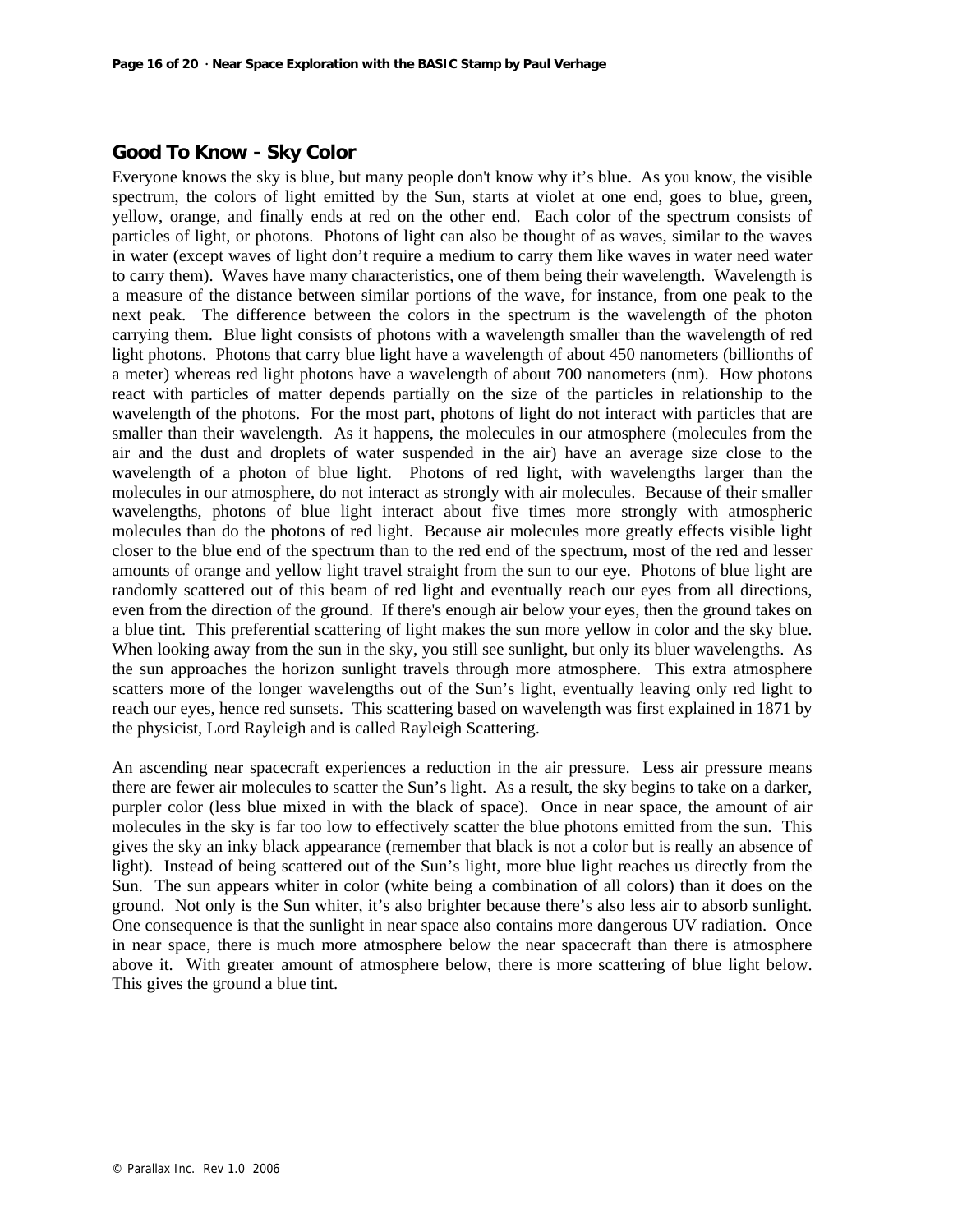## Good To Know - Sky Color

Everyone knows the sky is blue, but many people don't know why it's blue. As you know, the visible spectrum, the colors of light emitted by the Sun, starts at violet at one end, goes to blue, green, yellow, orange, and finally ends at red on the other end. Each color of the spectrum consists of particles of light, or photons. Photons of light can also be thought of as waves, similar to the waves in water (except waves of light don't require a medium to carry them like waves in water need water to carry them). Waves have many characteristics, one of them being their wavelength. Wavelength is a measure of the distance between similar portions of the wave, for instance, from one peak to the next peak. The difference between the colors in the spectrum is the wavelength of the photon carrying them. Blue light consists of photons with a wavelength smaller than the wavelength of red light photons. Photons that carry blue light have a wavelength of about 450 nanometers (billionths of a meter) whereas red light photons have a wavelength of about 700 nanometers (nm). How photons react with particles of matter depends partially on the size of the particles in relationship to the wavelength of the photons. For the most part, photons of light do not interact with particles that are smaller than their wavelength. As it happens, the molecules in our atmosphere (molecules from the air and the dust and droplets of water suspended in the air) have an average size close to the wavelength of a photon of blue light. Photons of red light, with wavelengths larger than the molecules in our atmosphere, do not interact as strongly with air molecules. Because of their smaller wavelengths, photons of blue light interact about five times more strongly with atmospheric molecules than do the photons of red light. Because air molecules more greatly effects visible light closer to the blue end of the spectrum than to the red end of the spectrum, most of the red and lesser amounts of orange and yellow light travel straight from the sun to our eye. Photons of blue light are randomly scattered out of this beam of red light and eventually reach our eyes from all directions, even from the direction of the ground. If there's enough air below your eyes, then the ground takes on a blue tint. This preferential scattering of light makes the sun more yellow in color and the sky blue. When looking away from the sun in the sky, you still see sunlight, but only its bluer wavelengths. As the sun approaches the horizon sunlight travels through more atmosphere. This extra atmosphere scatters more of the longer wavelengths out of the Sun's light, eventually leaving only red light to reach our eyes, hence red sunsets. This scattering based on wavelength was first explained in 1871 by the physicist, Lord Rayleigh and is called Rayleigh Scattering.

An ascending near spacecraft experiences a reduction in the air pressure. Less air pressure means there are fewer air molecules to scatter the Sun's light. As a result, the sky begins to take on a darker, purpler color (less blue mixed in with the black of space). Once in near space, the amount of air molecules in the sky is far too low to effectively scatter the blue photons emitted from the sun. This gives the sky an inky black appearance (remember that black is not a color but is really an absence of light). Instead of being scattered out of the Sun's light, more blue light reaches us directly from the Sun. The sun appears whiter in color (white being a combination of all colors) than it does on the ground. Not only is the Sun whiter, it's also brighter because there's also less air to absorb sunlight. One consequence is that the sunlight in near space also contains more dangerous UV radiation. Once in near space, there is much more atmosphere below the near spacecraft than there is atmosphere above it. With greater amount of atmosphere below, there is more scattering of blue light below. This gives the ground a blue tint.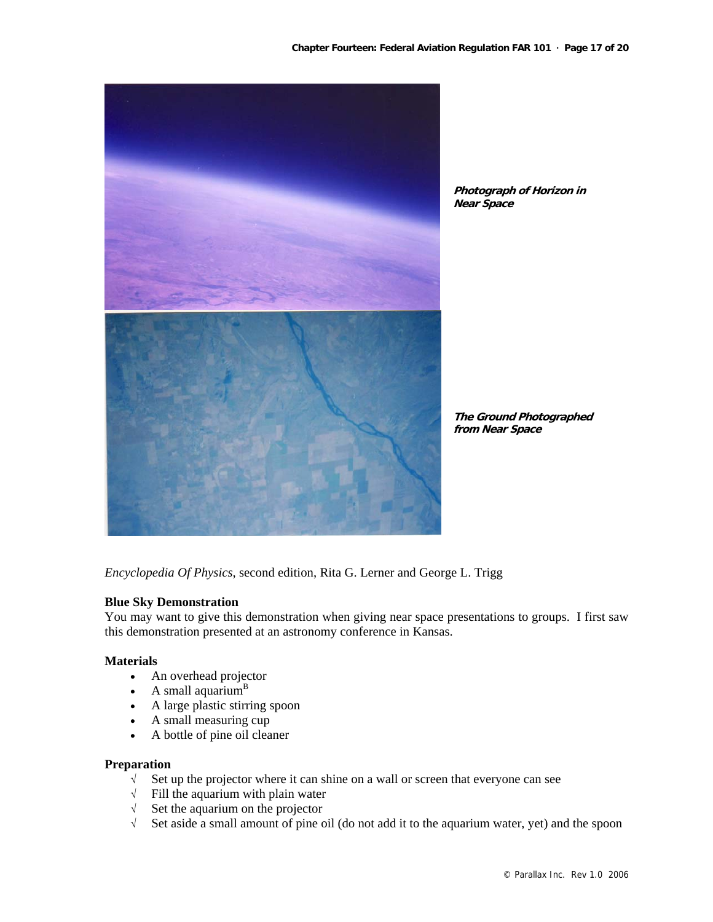*Photograph of Horizon in Near Space*

*The Ground Photographed from Near Space*

*Encyclopedia Of Physics*, second edition, Rita G. Lerner and George L. Trigg

**Blue Sky Demonstration**

You may want to give this demonstration when giving near space presentations to groups. I first saw this demonstration presented at an astronomy conference in Kansas.

**Materials**

- An overhead projector
- A small aquarium[B]
- A large plastic stirring spoon
- A small measuring cup
- A bottle of pine oil cleaner

**Preparation**

- √ Set up the projector where it can shine on a wall or screen that everyone can see
- √ Fill the aquarium with plain water
- √ Set the aquarium on the projector
- √ Set aside a small amount of pine oil (do not add it to the aquarium water, yet) and the spoon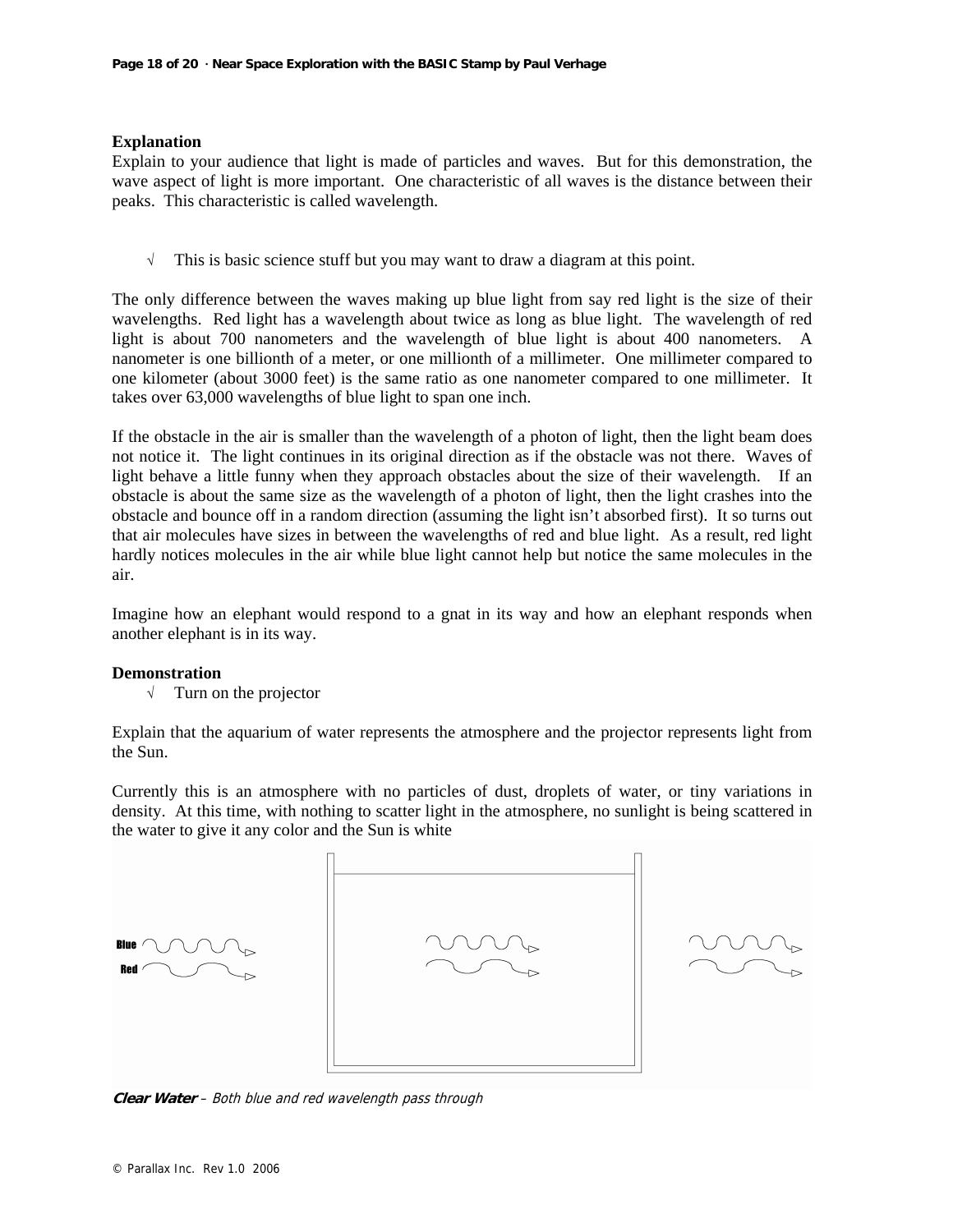**Explanation**

Explain to your audience that light is made of particles and waves. But for this demonstration, the wave aspect of light is more important. One characteristic of all waves is the distance between their peaks. This characteristic is called wavelength.

√ This is basic science stuff but you may want to draw a diagram at this point.

The only difference between the waves making up blue light from say red light is the size of their wavelengths. Red light has a wavelength about twice as long as blue light. The wavelength of red light is about 700 nanometers and the wavelength of blue light is about 400 nanometers. A nanometer is one billionth of a meter, or one millionth of a millimeter. One millimeter compared to one kilometer (about 3000 feet) is the same ratio as one nanometer compared to one millimeter. It takes over 63,000 wavelengths of blue light to span one inch.

If the obstacle in the air is smaller than the wavelength of a photon of light, then the light beam does not notice it. The light continues in its original direction as if the obstacle was not there. Waves of light behave a little funny when they approach obstacles about the size of their wavelength. If an obstacle is about the same size as the wavelength of a photon of light, then the light crashes into the obstacle and bounce off in a random direction (assuming the light isn't absorbed first). It so turns out that air molecules have sizes in between the wavelengths of red and blue light. As a result, red light hardly notices molecules in the air while blue light cannot help but notice the same molecules in the air.

Imagine how an elephant would respond to a gnat in its way and how an elephant responds when another elephant is in its way.

**Demonstration**

√ Turn on the projector

Explain that the aquarium of water represents the atmosphere and the projector represents light from the Sun.

Currently this is an atmosphere with no particles of dust, droplets of water, or tiny variations in density. At this time, with nothing to scatter light in the atmosphere, no sunlight is being scattered in the water to give it any color and the Sun is white

Blue

Red

***Clear Water*** *– Both blue and red wavelength pass through*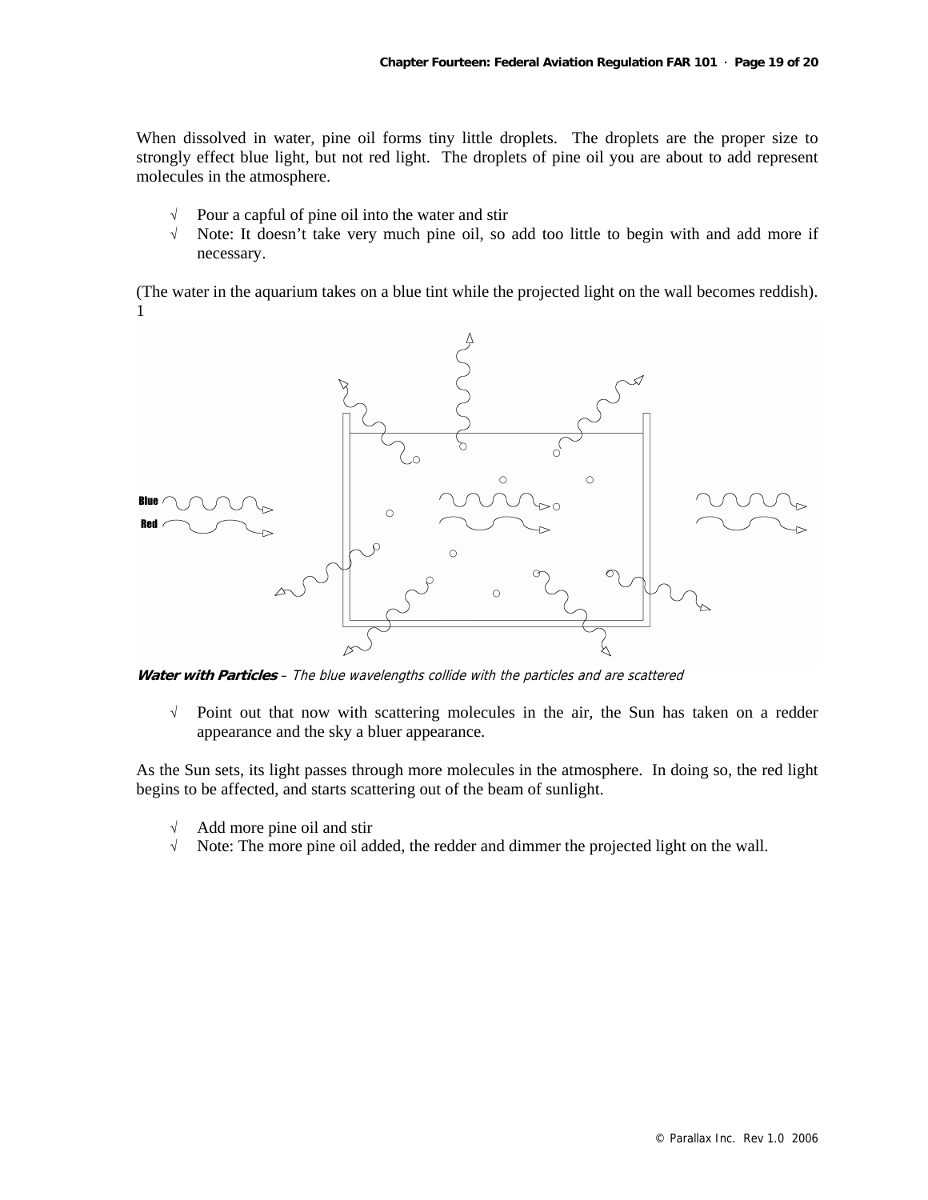When dissolved in water, pine oil forms tiny little droplets. The droplets are the proper size to strongly effect blue light, but not red light. The droplets of pine oil you are about to add represent molecules in the atmosphere.

- √ Pour a capful of pine oil into the water and stir
- √ Note: It doesn't take very much pine oil, so add too little to begin with and add more if necessary.

(The water in the aquarium takes on a blue tint while the projected light on the wall becomes reddish). 1

Blue

Red

***Water with Particles*** – *The blue wavelengths collide with the particles and are scattered*

- √ Point out that now with scattering molecules in the air, the Sun has taken on a redder appearance and the sky a bluer appearance.

As the Sun sets, its light passes through more molecules in the atmosphere. In doing so, the red light begins to be affected, and starts scattering out of the beam of sunlight.

- √ Add more pine oil and stir
- √ Note: The more pine oil added, the redder and dimmer the projected light on the wall.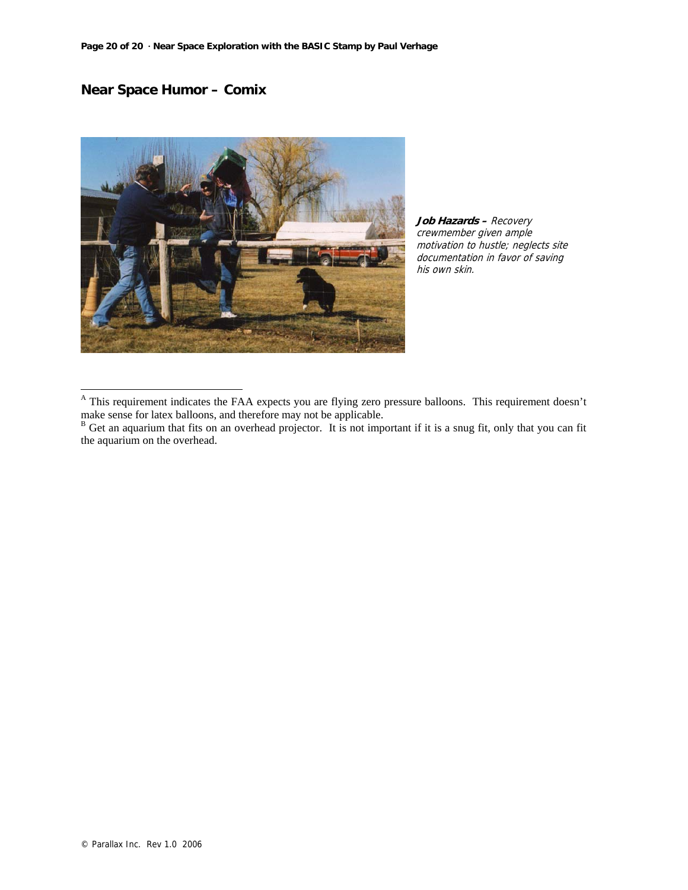## Near Space Humor – Comix

**Job Hazards –** *Recovery crewmember given ample motivation to hustle; neglects site documentation in favor of saving his own skin.*

---

[A] This requirement indicates the FAA expects you are flying zero pressure balloons. This requirement doesn't make sense for latex balloons, and therefore may not be applicable.

[B] Get an aquarium that fits on an overhead projector. It is not important if it is a snug fit, only that you can fit the aquarium on the overhead.